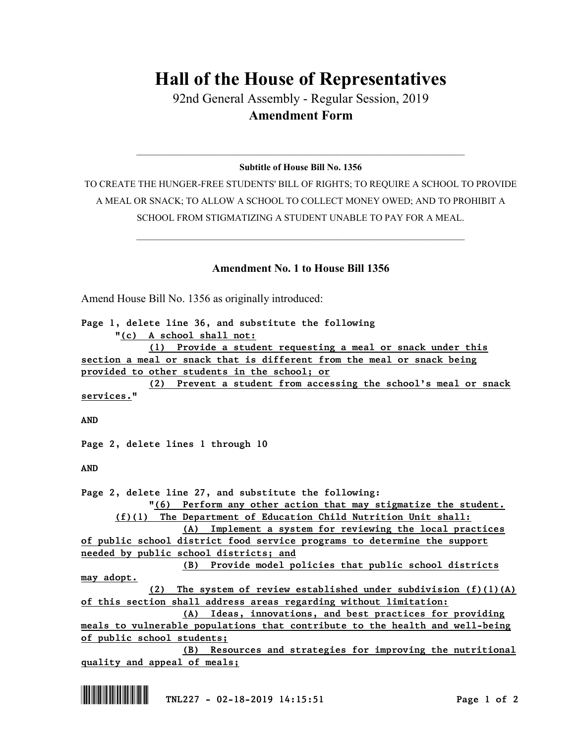# Hall of the House of Representatives

92nd General Assembly - Regular Session, 2019

**Amendment Form**

---

**Subtitle of House Bill No. 1356**

TO CREATE THE HUNGER-FREE STUDENTS' BILL OF RIGHTS; TO REQUIRE A SCHOOL TO PROVIDE A MEAL OR SNACK; TO ALLOW A SCHOOL TO COLLECT MONEY OWED; AND TO PROHIBIT A SCHOOL FROM STIGMATIZING A STUDENT UNABLE TO PAY FOR A MEAL.

---

## Amendment No. 1 to House Bill 1356

Amend House Bill No. 1356 as originally introduced:

**Page 1, delete line 36, and substitute the following**

"(c) A school shall not:

(1) Provide a student requesting a meal or snack under this section a meal or snack that is different from the meal or snack being provided to other students in the school; or

(2) Prevent a student from accessing the school's meal or snack services."

**AND**

**Page 2, delete lines 1 through 10**

**AND**

**Page 2, delete line 27, and substitute the following:**

"(6) Perform any other action that may stigmatize the student.

(f)(1) The Department of Education Child Nutrition Unit shall:

(A) Implement a system for reviewing the local practices of public school district food service programs to determine the support needed by public school districts; and

(B) Provide model policies that public school districts may adopt.

(2) The system of review established under subdivision (f)(1)(A) of this section shall address areas regarding without limitation:

(A) Ideas, innovations, and best practices for providing meals to vulnerable populations that contribute to the health and well-being of public school students;

(B) Resources and strategies for improving the nutritional quality and appeal of meals;

TNL227 - 02-18-2019 14:15:51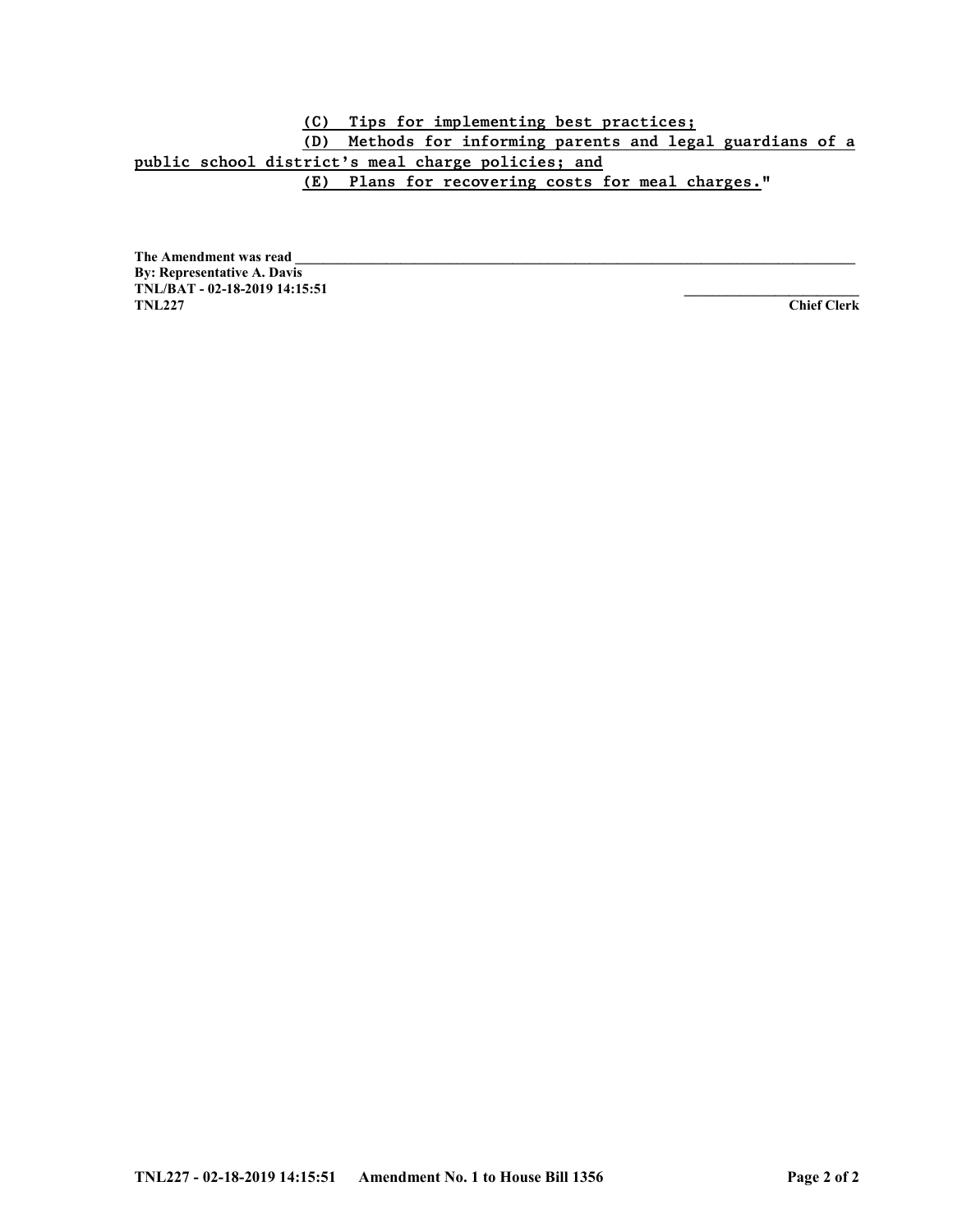(C) Tips for implementing best practices;

(D) Methods for informing parents and legal guardians of a public school district's meal charge policies; and

(E) Plans for recovering costs for meal charges."

**The Amendment was read** ______________________________________________

**By: Representative A. Davis**

**TNL/BAT - 02-18-2019 14:15:51**

**TNL227**

______________________

**Chief Clerk**